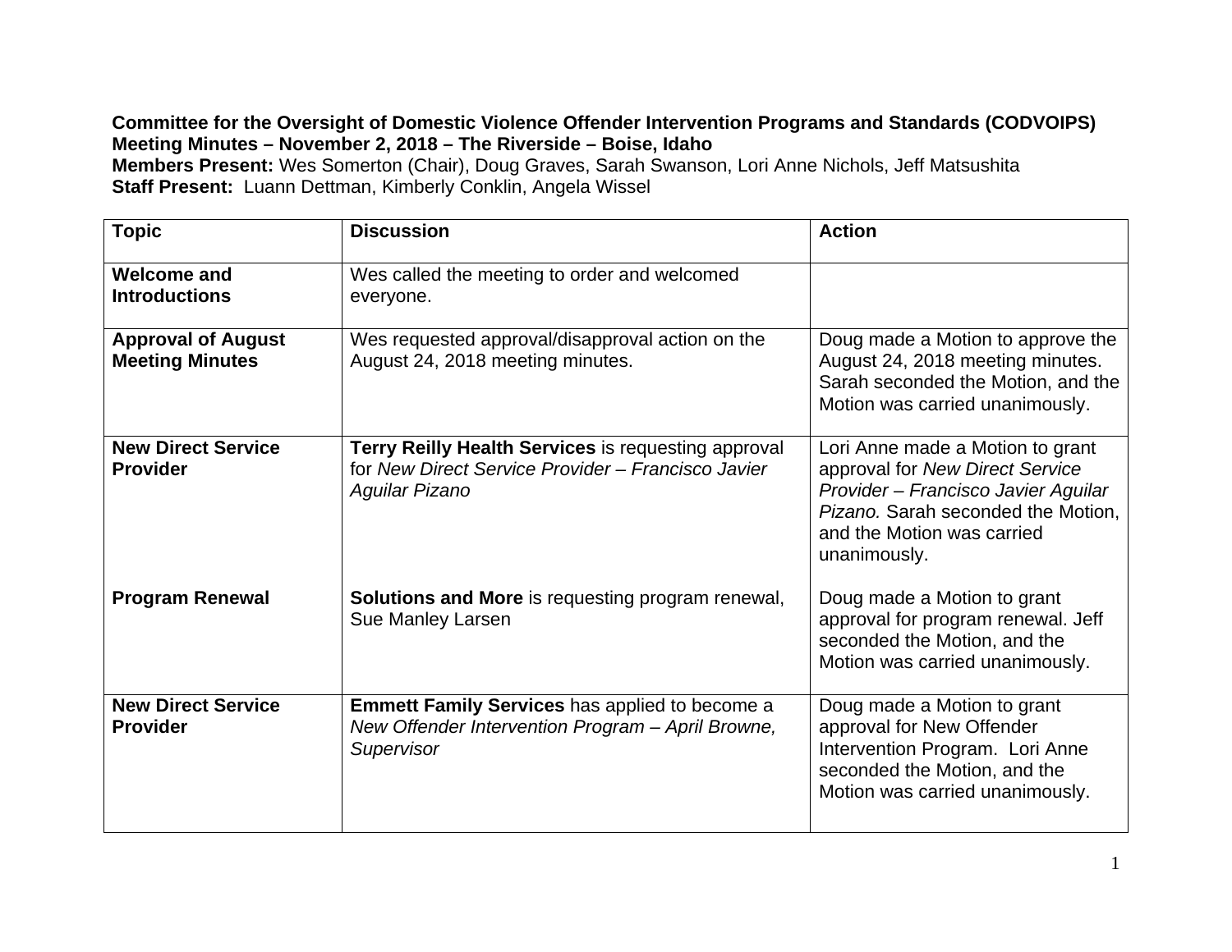**Committee for the Oversight of Domestic Violence Offender Intervention Programs and Standards (CODVOIPS)**
**Meeting Minutes – November 2, 2018 – The Riverside – Boise, Idaho**
**Members Present:** Wes Somerton (Chair), Doug Graves, Sarah Swanson, Lori Anne Nichols, Jeff Matsushita
**Staff Present:** Luann Dettman, Kimberly Conklin, Angela Wissel

| Topic | Discussion | Action |
|---|---|---|
| **Welcome and Introductions** | Wes called the meeting to order and welcomed everyone. | |
| **Approval of August Meeting Minutes** | Wes requested approval/disapproval action on the August 24, 2018 meeting minutes. | Doug made a Motion to approve the August 24, 2018 meeting minutes. Sarah seconded the Motion, and the Motion was carried unanimously. |
| **New Direct Service Provider**<br><br>**Program Renewal** | **Terry Reilly Health Services** is requesting approval for *New Direct Service Provider – Francisco Javier Aguilar Pizano*<br><br>**Solutions and More** is requesting program renewal, Sue Manley Larsen | Lori Anne made a Motion to grant approval for *New Direct Service Provider – Francisco Javier Aguilar Pizano.* Sarah seconded the Motion, and the Motion was carried unanimously.<br><br>Doug made a Motion to grant approval for program renewal. Jeff seconded the Motion, and the Motion was carried unanimously. |
| **New Direct Service Provider** | **Emmett Family Services** has applied to become a *New Offender Intervention Program – April Browne, Supervisor* | Doug made a Motion to grant approval for New Offender Intervention Program. Lori Anne seconded the Motion, and the Motion was carried unanimously. |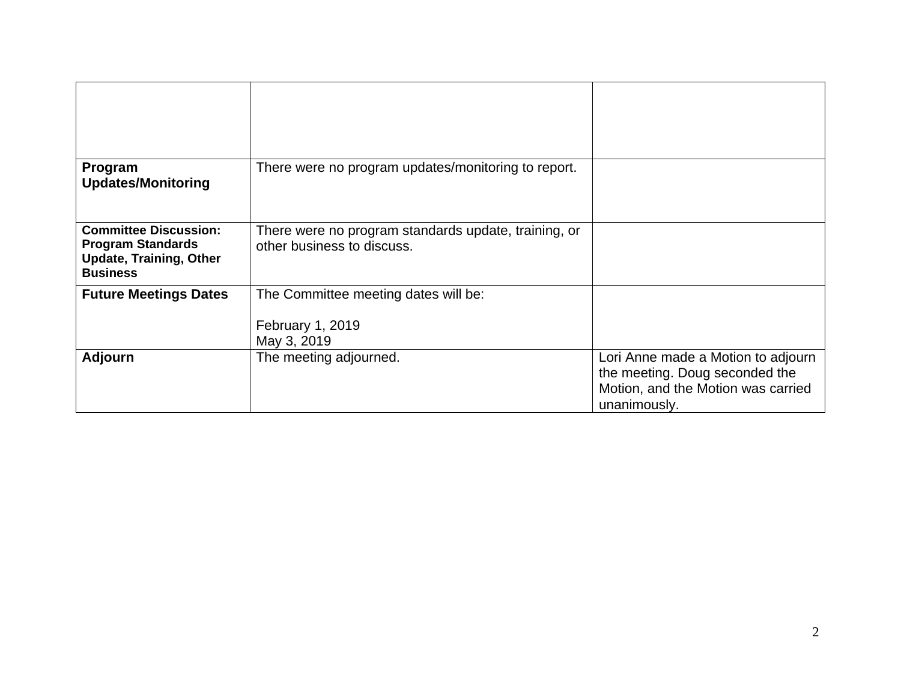| | | |
|---|---|---|
| | | |
| **Program Updates/Monitoring** | There were no program updates/monitoring to report. | |
| **Committee Discussion: Program Standards Update, Training, Other Business** | There were no program standards update, training, or other business to discuss. | |
| **Future Meetings Dates** | The Committee meeting dates will be:<br><br>February 1, 2019<br>May 3, 2019 | |
| **Adjourn** | The meeting adjourned. | Lori Anne made a Motion to adjourn the meeting. Doug seconded the Motion, and the Motion was carried unanimously. |